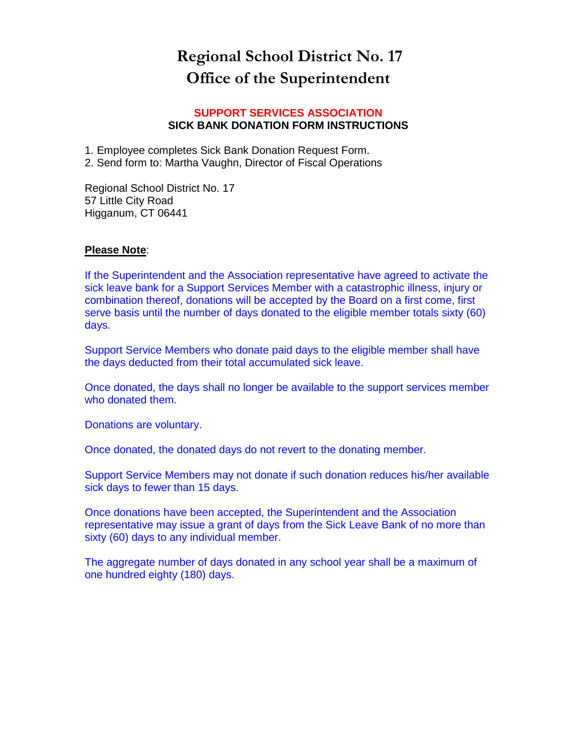# Regional School District No. 17
# Office of the Superintendent

## SUPPORT SERVICES ASSOCIATION
## SICK BANK DONATION FORM INSTRUCTIONS

1. Employee completes Sick Bank Donation Request Form.
2. Send form to: Martha Vaughn, Director of Fiscal Operations

Regional School District No. 17
57 Little City Road
Higganum, CT 06441

**Please Note**:

If the Superintendent and the Association representative have agreed to activate the sick leave bank for a Support Services Member with a catastrophic illness, injury or combination thereof, donations will be accepted by the Board on a first come, first serve basis until the number of days donated to the eligible member totals sixty (60) days.

Support Service Members who donate paid days to the eligible member shall have the days deducted from their total accumulated sick leave.

Once donated, the days shall no longer be available to the support services member who donated them.

Donations are voluntary.

Once donated, the donated days do not revert to the donating member.

Support Service Members may not donate if such donation reduces his/her available sick days to fewer than 15 days.

Once donations have been accepted, the Superintendent and the Association representative may issue a grant of days from the Sick Leave Bank of no more than sixty (60) days to any individual member.

The aggregate number of days donated in any school year shall be a maximum of one hundred eighty (180) days.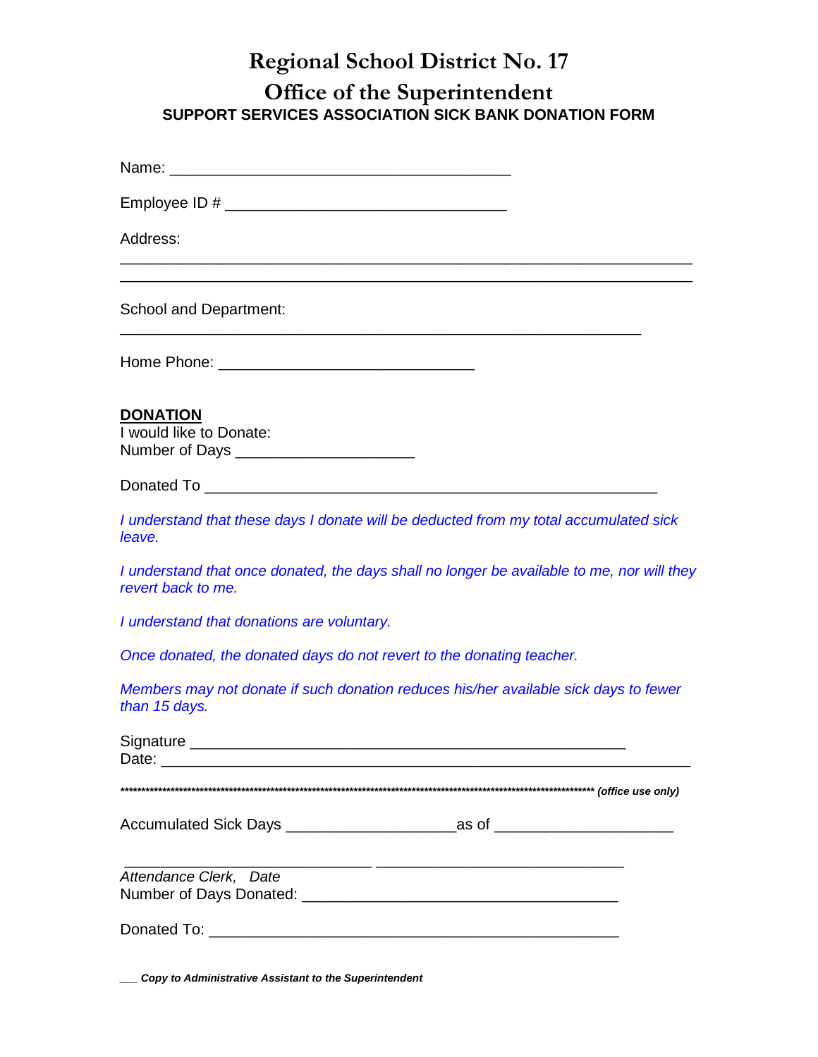# Regional School District No. 17

## Office of the Superintendent

### SUPPORT SERVICES ASSOCIATION SICK BANK DONATION FORM

Name: ________________________________________

Employee ID # _________________________________

Address:

__________________________________________________________________

__________________________________________________________________

School and Department:

______________________________________________________________

Home Phone: ______________________________

**DONATION**

I would like to Donate:
Number of Days _____________________

Donated To _____________________________________________________

*I understand that these days I donate will be deducted from my total accumulated sick leave.*

*I understand that once donated, the days shall no longer be available to me, nor will they revert back to me.*

*I understand that donations are voluntary.*

*Once donated, the donated days do not revert to the donating teacher.*

*Members may not donate if such donation reduces his/her available sick days to fewer than 15 days.*

Signature ___________________________________________________

Date: ______________________________________________________________

************************************************************************************************************ ***(office use only)***

Accumulated Sick Days ____________________as of _____________________

_____________________________ _____________________________

*Attendance Clerk, Date*

Number of Days Donated: _____________________________________

Donated To: ________________________________________________

***___ Copy to Administrative Assistant to the Superintendent***